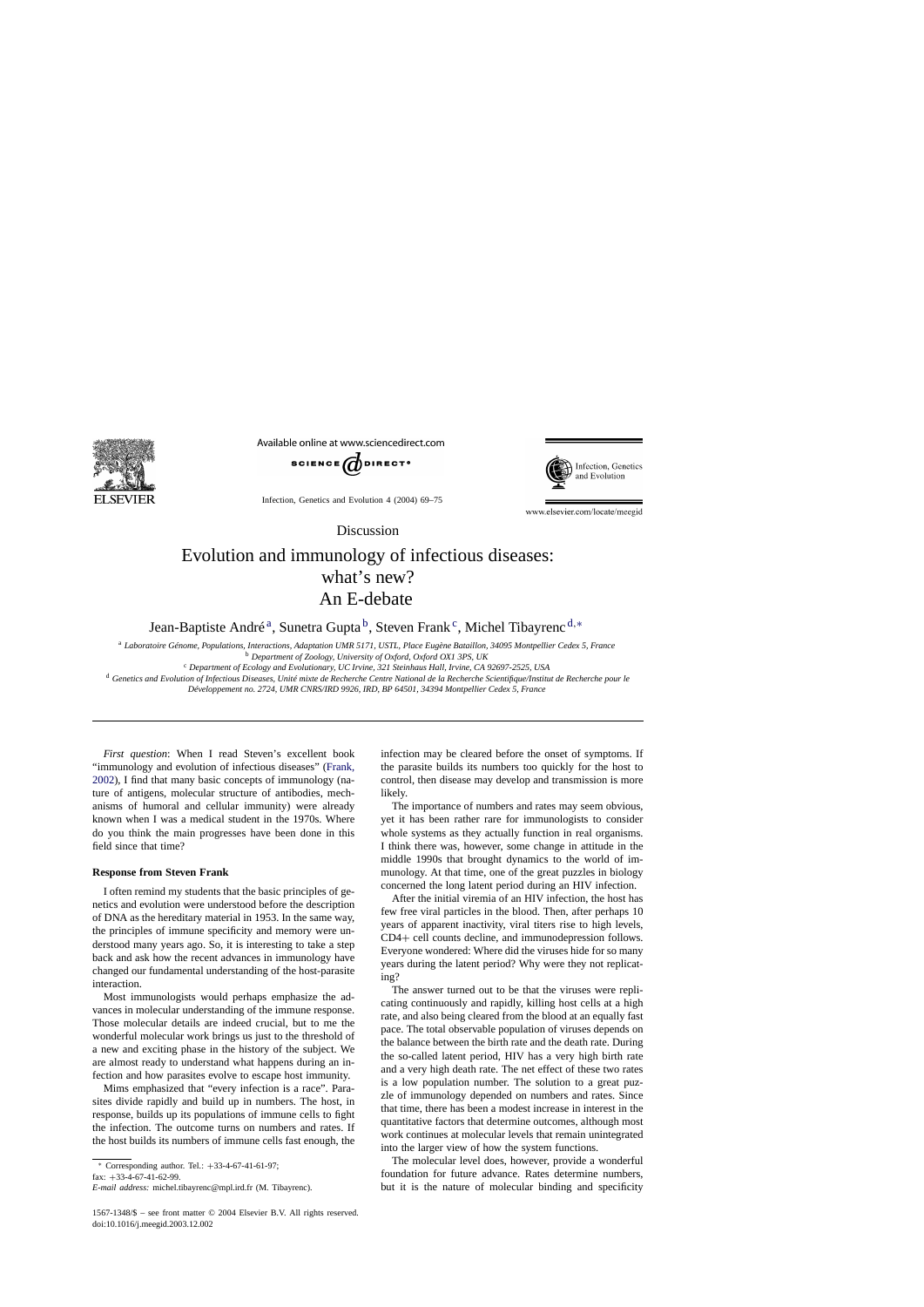Discussion

# Evolution and immunology of infectious diseases: what's new? An E-debate

Jean-Baptiste André[a], Sunetra Gupta[b], Steven Frank[c], Michel Tibayrenc[d,*]

[a] Laboratoire Génome, Populations, Interactions, Adaptation UMR 5171, USTL, Place Eugène Bataillon, 34095 Montpellier Cedex 5, France
[b] Department of Zoology, University of Oxford, Oxford OX1 3PS, UK
[c] Department of Ecology and Evolutionary, UC Irvine, 321 Steinhaus Hall, Irvine, CA 92697-2525, USA
[d] Genetics and Evolution of Infectious Diseases, Unité mixte de Recherche Centre National de la Recherche Scientifique/Institut de Recherche pour le Développement no. 2724, UMR CNRS/IRD 9926, IRD, BP 64501, 34394 Montpellier Cedex 5, France

*First question*: When I read Steven's excellent book "immunology and evolution of infectious diseases" (Frank, 2002), I find that many basic concepts of immunology (nature of antigens, molecular structure of antibodies, mechanisms of humoral and cellular immunity) were already known when I was a medical student in the 1970s. Where do you think the main progresses have been done in this field since that time?

### Response from Steven Frank

I often remind my students that the basic principles of genetics and evolution were understood before the description of DNA as the hereditary material in 1953. In the same way, the principles of immune specificity and memory were understood many years ago. So, it is interesting to take a step back and ask how the recent advances in immunology have changed our fundamental understanding of the host-parasite interaction.

Most immunologists would perhaps emphasize the advances in molecular understanding of the immune response. Those molecular details are indeed crucial, but to me the wonderful molecular work brings us just to the threshold of a new and exciting phase in the history of the subject. We are almost ready to understand what happens during an infection and how parasites evolve to escape host immunity.

Mims emphasized that "every infection is a race". Parasites divide rapidly and build up in numbers. The host, in response, builds up its populations of immune cells to fight the infection. The outcome turns on numbers and rates. If the host builds its numbers of immune cells fast enough, the infection may be cleared before the onset of symptoms. If the parasite builds its numbers too quickly for the host to control, then disease may develop and transmission is more likely.

The importance of numbers and rates may seem obvious, yet it has been rather rare for immunologists to consider whole systems as they actually function in real organisms. I think there was, however, some change in attitude in the middle 1990s that brought dynamics to the world of immunology. At that time, one of the great puzzles in biology concerned the long latent period during an HIV infection.

After the initial viremia of an HIV infection, the host has few free viral particles in the blood. Then, after perhaps 10 years of apparent inactivity, viral titers rise to high levels, CD4+ cell counts decline, and immunodepression follows. Everyone wondered: Where did the viruses hide for so many years during the latent period? Why were they not replicating?

The answer turned out to be that the viruses were replicating continuously and rapidly, killing host cells at a high rate, and also being cleared from the blood at an equally fast pace. The total observable population of viruses depends on the balance between the birth rate and the death rate. During the so-called latent period, HIV has a very high birth rate and a very high death rate. The net effect of these two rates is a low population number. The solution to a great puzzle of immunology depended on numbers and rates. Since that time, there has been a modest increase in interest in the quantitative factors that determine outcomes, although most work continues at molecular levels that remain unintegrated into the larger view of how the system functions.

The molecular level does, however, provide a wonderful foundation for future advance. Rates determine numbers, but it is the nature of molecular binding and specificity

* Corresponding author. Tel.: +33-4-67-41-61-97; fax: +33-4-67-41-62-99.
*E-mail address:* michel.tibayrenc@mpl.ird.fr (M. Tibayrenc).

1567-1348/$ – see front matter © 2004 Elsevier B.V. All rights reserved.
doi:10.1016/j.meegid.2003.12.002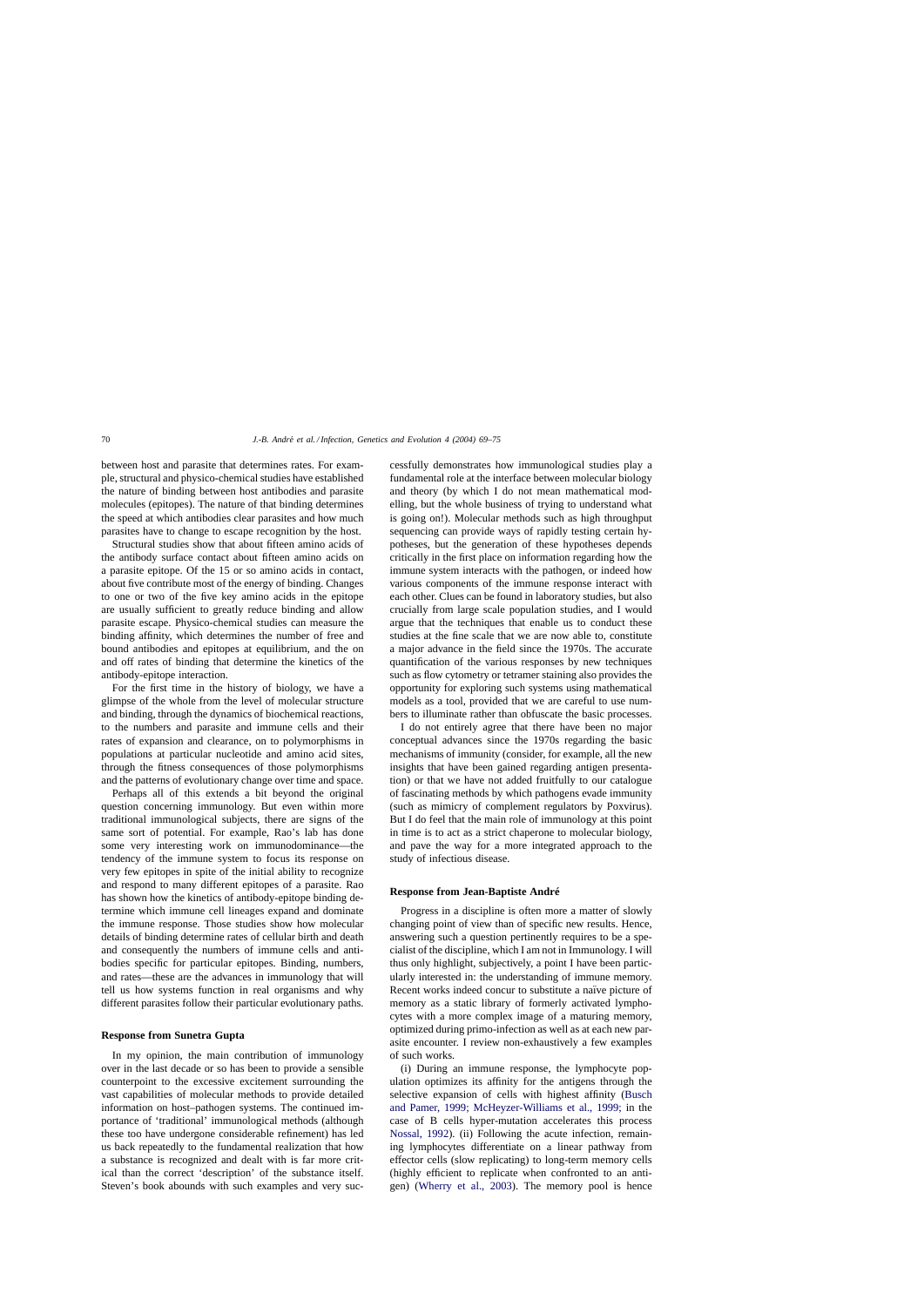between host and parasite that determines rates. For example, structural and physico-chemical studies have established the nature of binding between host antibodies and parasite molecules (epitopes). The nature of that binding determines the speed at which antibodies clear parasites and how much parasites have to change to escape recognition by the host.

Structural studies show that about fifteen amino acids of the antibody surface contact about fifteen amino acids on a parasite epitope. Of the 15 or so amino acids in contact, about five contribute most of the energy of binding. Changes to one or two of the five key amino acids in the epitope are usually sufficient to greatly reduce binding and allow parasite escape. Physico-chemical studies can measure the binding affinity, which determines the number of free and bound antibodies and epitopes at equilibrium, and the on and off rates of binding that determine the kinetics of the antibody-epitope interaction.

For the first time in the history of biology, we have a glimpse of the whole from the level of molecular structure and binding, through the dynamics of biochemical reactions, to the numbers and parasite and immune cells and their rates of expansion and clearance, on to polymorphisms in populations at particular nucleotide and amino acid sites, through the fitness consequences of those polymorphisms and the patterns of evolutionary change over time and space.

Perhaps all of this extends a bit beyond the original question concerning immunology. But even within more traditional immunological subjects, there are signs of the same sort of potential. For example, Rao's lab has done some very interesting work on immunodominance—the tendency of the immune system to focus its response on very few epitopes in spite of the initial ability to recognize and respond to many different epitopes of a parasite. Rao has shown how the kinetics of antibody-epitope binding determine which immune cell lineages expand and dominate the immune response. Those studies show how molecular details of binding determine rates of cellular birth and death and consequently the numbers of immune cells and antibodies specific for particular epitopes. Binding, numbers, and rates—these are the advances in immunology that will tell us how systems function in real organisms and why different parasites follow their particular evolutionary paths.

#### Response from Sunetra Gupta

In my opinion, the main contribution of immunology over in the last decade or so has been to provide a sensible counterpoint to the excessive excitement surrounding the vast capabilities of molecular methods to provide detailed information on host–pathogen systems. The continued importance of 'traditional' immunological methods (although these too have undergone considerable refinement) has led us back repeatedly to the fundamental realization that how a substance is recognized and dealt with is far more critical than the correct 'description' of the substance itself. Steven's book abounds with such examples and very successfully demonstrates how immunological studies play a fundamental role at the interface between molecular biology and theory (by which I do not mean mathematical modelling, but the whole business of trying to understand what is going on!). Molecular methods such as high throughput sequencing can provide ways of rapidly testing certain hypotheses, but the generation of these hypotheses depends critically in the first place on information regarding how the immune system interacts with the pathogen, or indeed how various components of the immune response interact with each other. Clues can be found in laboratory studies, but also crucially from large scale population studies, and I would argue that the techniques that enable us to conduct these studies at the fine scale that we are now able to, constitute a major advance in the field since the 1970s. The accurate quantification of the various responses by new techniques such as flow cytometry or tetramer staining also provides the opportunity for exploring such systems using mathematical models as a tool, provided that we are careful to use numbers to illuminate rather than obfuscate the basic processes.

I do not entirely agree that there have been no major conceptual advances since the 1970s regarding the basic mechanisms of immunity (consider, for example, all the new insights that have been gained regarding antigen presentation) or that we have not added fruitfully to our catalogue of fascinating methods by which pathogens evade immunity (such as mimicry of complement regulators by Poxvirus). But I do feel that the main role of immunology at this point in time is to act as a strict chaperone to molecular biology, and pave the way for a more integrated approach to the study of infectious disease.

#### Response from Jean-Baptiste André

Progress in a discipline is often more a matter of slowly changing point of view than of specific new results. Hence, answering such a question pertinently requires to be a specialist of the discipline, which I am not in Immunology. I will thus only highlight, subjectively, a point I have been particularly interested in: the understanding of immune memory. Recent works indeed concur to substitute a naïve picture of memory as a static library of formerly activated lymphocytes with a more complex image of a maturing memory, optimized during primo-infection as well as at each new parasite encounter. I review non-exhaustively a few examples of such works.

(i) During an immune response, the lymphocyte population optimizes its affinity for the antigens through the selective expansion of cells with highest affinity (Busch and Pamer, 1999; McHeyzer-Williams et al., 1999; in the case of B cells hyper-mutation accelerates this process Nossal, 1992). (ii) Following the acute infection, remaining lymphocytes differentiate on a linear pathway from effector cells (slow replicating) to long-term memory cells (highly efficient to replicate when confronted to an antigen) (Wherry et al., 2003). The memory pool is hence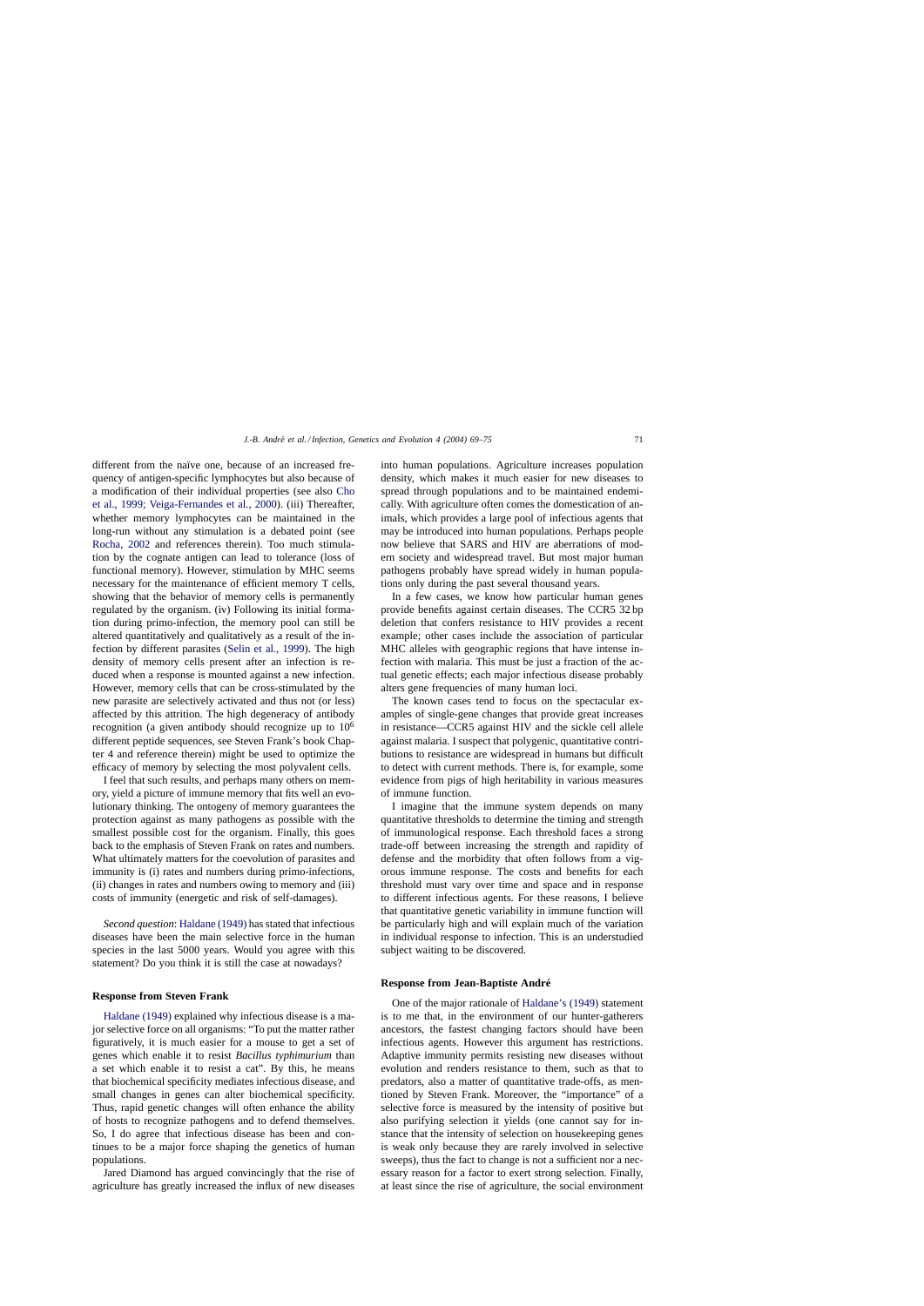different from the naïve one, because of an increased frequency of antigen-specific lymphocytes but also because of a modification of their individual properties (see also Cho et al., 1999; Veiga-Fernandes et al., 2000). (iii) Thereafter, whether memory lymphocytes can be maintained in the long-run without any stimulation is a debated point (see Rocha, 2002 and references therein). Too much stimulation by the cognate antigen can lead to tolerance (loss of functional memory). However, stimulation by MHC seems necessary for the maintenance of efficient memory T cells, showing that the behavior of memory cells is permanently regulated by the organism. (iv) Following its initial formation during primo-infection, the memory pool can still be altered quantitatively and qualitatively as a result of the infection by different parasites (Selin et al., 1999). The high density of memory cells present after an infection is reduced when a response is mounted against a new infection. However, memory cells that can be cross-stimulated by the new parasite are selectively activated and thus not (or less) affected by this attrition. The high degeneracy of antibody recognition (a given antibody should recognize up to $10^6$ different peptide sequences, see Steven Frank's book Chapter 4 and reference therein) might be used to optimize the efficacy of memory by selecting the most polyvalent cells.

I feel that such results, and perhaps many others on memory, yield a picture of immune memory that fits well an evolutionary thinking. The ontogeny of memory guarantees the protection against as many pathogens as possible with the smallest possible cost for the organism. Finally, this goes back to the emphasis of Steven Frank on rates and numbers. What ultimately matters for the coevolution of parasites and immunity is (i) rates and numbers during primo-infections, (ii) changes in rates and numbers owing to memory and (iii) costs of immunity (energetic and risk of self-damages).

*Second question*: Haldane (1949) has stated that infectious diseases have been the main selective force in the human species in the last 5000 years. Would you agree with this statement? Do you think it is still the case at nowadays?

### Response from Steven Frank

Haldane (1949) explained why infectious disease is a major selective force on all organisms: "To put the matter rather figuratively, it is much easier for a mouse to get a set of genes which enable it to resist *Bacillus typhimurium* than a set which enable it to resist a cat". By this, he means that biochemical specificity mediates infectious disease, and small changes in genes can alter biochemical specificity. Thus, rapid genetic changes will often enhance the ability of hosts to recognize pathogens and to defend themselves. So, I do agree that infectious disease has been and continues to be a major force shaping the genetics of human populations.

Jared Diamond has argued convincingly that the rise of agriculture has greatly increased the influx of new diseases into human populations. Agriculture increases population density, which makes it much easier for new diseases to spread through populations and to be maintained endemically. With agriculture often comes the domestication of animals, which provides a large pool of infectious agents that may be introduced into human populations. Perhaps people now believe that SARS and HIV are aberrations of modern society and widespread travel. But most major human pathogens probably have spread widely in human populations only during the past several thousand years.

In a few cases, we know how particular human genes provide benefits against certain diseases. The CCR5 32 bp deletion that confers resistance to HIV provides a recent example; other cases include the association of particular MHC alleles with geographic regions that have intense infection with malaria. This must be just a fraction of the actual genetic effects; each major infectious disease probably alters gene frequencies of many human loci.

The known cases tend to focus on the spectacular examples of single-gene changes that provide great increases in resistance—CCR5 against HIV and the sickle cell allele against malaria. I suspect that polygenic, quantitative contributions to resistance are widespread in humans but difficult to detect with current methods. There is, for example, some evidence from pigs of high heritability in various measures of immune function.

I imagine that the immune system depends on many quantitative thresholds to determine the timing and strength of immunological response. Each threshold faces a strong trade-off between increasing the strength and rapidity of defense and the morbidity that often follows from a vigorous immune response. The costs and benefits for each threshold must vary over time and space and in response to different infectious agents. For these reasons, I believe that quantitative genetic variability in immune function will be particularly high and will explain much of the variation in individual response to infection. This is an understudied subject waiting to be discovered.

### Response from Jean-Baptiste André

One of the major rationale of Haldane's (1949) statement is to me that, in the environment of our hunter-gatherers ancestors, the fastest changing factors should have been infectious agents. However this argument has restrictions. Adaptive immunity permits resisting new diseases without evolution and renders resistance to them, such as that to predators, also a matter of quantitative trade-offs, as mentioned by Steven Frank. Moreover, the "importance" of a selective force is measured by the intensity of positive but also purifying selection it yields (one cannot say for instance that the intensity of selection on housekeeping genes is weak only because they are rarely involved in selective sweeps), thus the fact to change is not a sufficient nor a necessary reason for a factor to exert strong selection. Finally, at least since the rise of agriculture, the social environment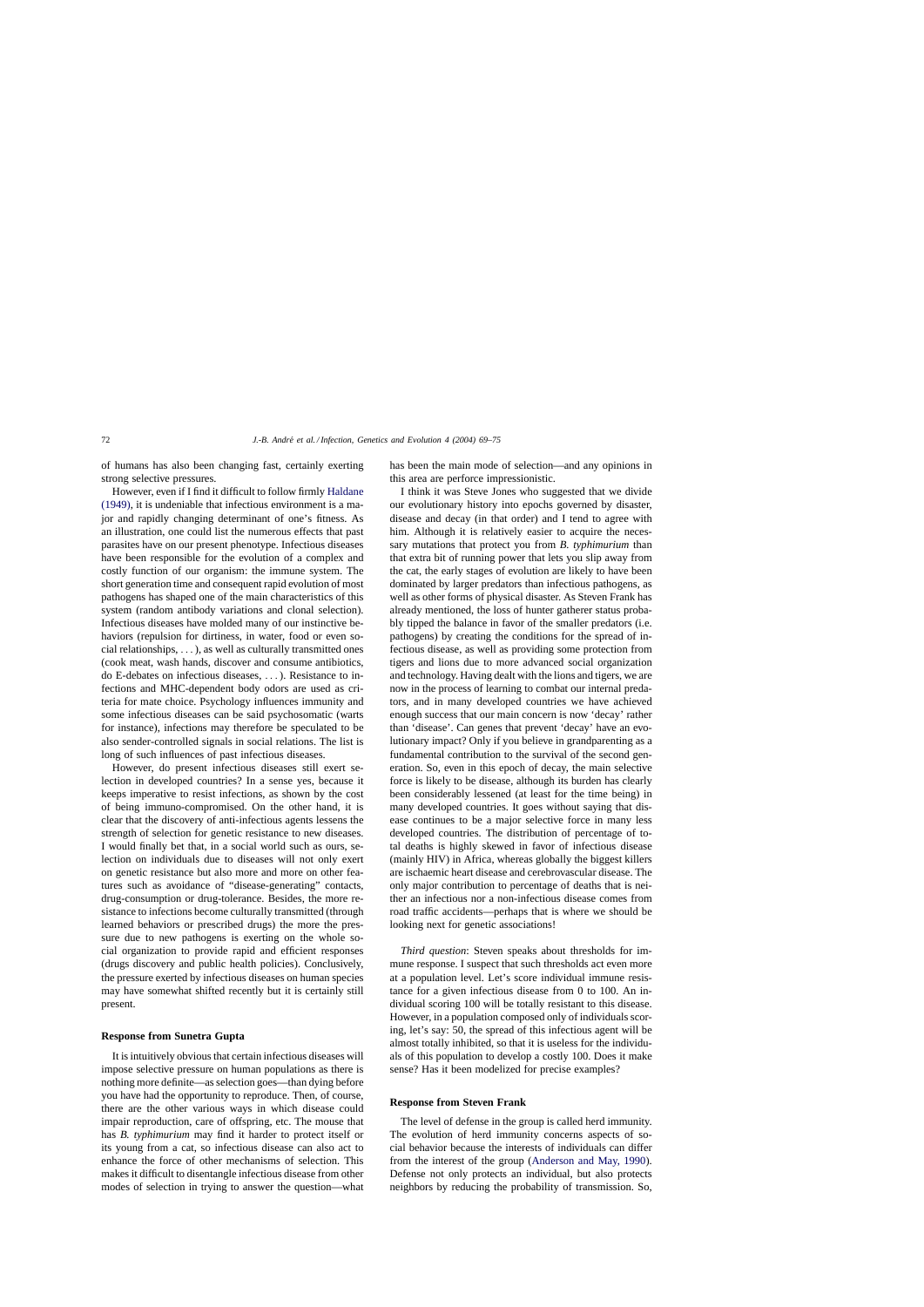of humans has also been changing fast, certainly exerting strong selective pressures.

However, even if I find it difficult to follow firmly Haldane (1949), it is undeniable that infectious environment is a major and rapidly changing determinant of one's fitness. As an illustration, one could list the numerous effects that past parasites have on our present phenotype. Infectious diseases have been responsible for the evolution of a complex and costly function of our organism: the immune system. The short generation time and consequent rapid evolution of most pathogens has shaped one of the main characteristics of this system (random antibody variations and clonal selection). Infectious diseases have molded many of our instinctive behaviors (repulsion for dirtiness, in water, food or even social relationships, ...), as well as culturally transmitted ones (cook meat, wash hands, discover and consume antibiotics, do E-debates on infectious diseases, ...). Resistance to infections and MHC-dependent body odors are used as criteria for mate choice. Psychology influences immunity and some infectious diseases can be said psychosomatic (warts for instance), infections may therefore be speculated to be also sender-controlled signals in social relations. The list is long of such influences of past infectious diseases.

However, do present infectious diseases still exert selection in developed countries? In a sense yes, because it keeps imperative to resist infections, as shown by the cost of being immuno-compromised. On the other hand, it is clear that the discovery of anti-infectious agents lessens the strength of selection for genetic resistance to new diseases. I would finally bet that, in a social world such as ours, selection on individuals due to diseases will not only exert on genetic resistance but also more and more on other features such as avoidance of "disease-generating" contacts, drug-consumption or drug-tolerance. Besides, the more resistance to infections become culturally transmitted (through learned behaviors or prescribed drugs) the more the pressure due to new pathogens is exerting on the whole social organization to provide rapid and efficient responses (drugs discovery and public health policies). Conclusively, the pressure exerted by infectious diseases on human species may have somewhat shifted recently but it is certainly still present.

### Response from Sunetra Gupta

It is intuitively obvious that certain infectious diseases will impose selective pressure on human populations as there is nothing more definite—as selection goes—than dying before you have had the opportunity to reproduce. Then, of course, there are the other various ways in which disease could impair reproduction, care of offspring, etc. The mouse that has *B. typhimurium* may find it harder to protect itself or its young from a cat, so infectious disease can also act to enhance the force of other mechanisms of selection. This makes it difficult to disentangle infectious disease from other modes of selection in trying to answer the question—what has been the main mode of selection—and any opinions in this area are perforce impressionistic.

I think it was Steve Jones who suggested that we divide our evolutionary history into epochs governed by disaster, disease and decay (in that order) and I tend to agree with him. Although it is relatively easier to acquire the necessary mutations that protect you from *B. typhimurium* than that extra bit of running power that lets you slip away from the cat, the early stages of evolution are likely to have been dominated by larger predators than infectious pathogens, as well as other forms of physical disaster. As Steven Frank has already mentioned, the loss of hunter gatherer status probably tipped the balance in favor of the smaller predators (i.e. pathogens) by creating the conditions for the spread of infectious disease, as well as providing some protection from tigers and lions due to more advanced social organization and technology. Having dealt with the lions and tigers, we are now in the process of learning to combat our internal predators, and in many developed countries we have achieved enough success that our main concern is now 'decay' rather than 'disease'. Can genes that prevent 'decay' have an evolutionary impact? Only if you believe in grandparenting as a fundamental contribution to the survival of the second generation. So, even in this epoch of decay, the main selective force is likely to be disease, although its burden has clearly been considerably lessened (at least for the time being) in many developed countries. It goes without saying that disease continues to be a major selective force in many less developed countries. The distribution of percentage of total deaths is highly skewed in favor of infectious disease (mainly HIV) in Africa, whereas globally the biggest killers are ischaemic heart disease and cerebrovascular disease. The only major contribution to percentage of deaths that is neither an infectious nor a non-infectious disease comes from road traffic accidents—perhaps that is where we should be looking next for genetic associations!

*Third question*: Steven speaks about thresholds for immune response. I suspect that such thresholds act even more at a population level. Let's score individual immune resistance for a given infectious disease from 0 to 100. An individual scoring 100 will be totally resistant to this disease. However, in a population composed only of individuals scoring, let's say: 50, the spread of this infectious agent will be almost totally inhibited, so that it is useless for the individuals of this population to develop a costly 100. Does it make sense? Has it been modelized for precise examples?

### Response from Steven Frank

The level of defense in the group is called herd immunity. The evolution of herd immunity concerns aspects of social behavior because the interests of individuals can differ from the interest of the group (Anderson and May, 1990). Defense not only protects an individual, but also protects neighbors by reducing the probability of transmission. So,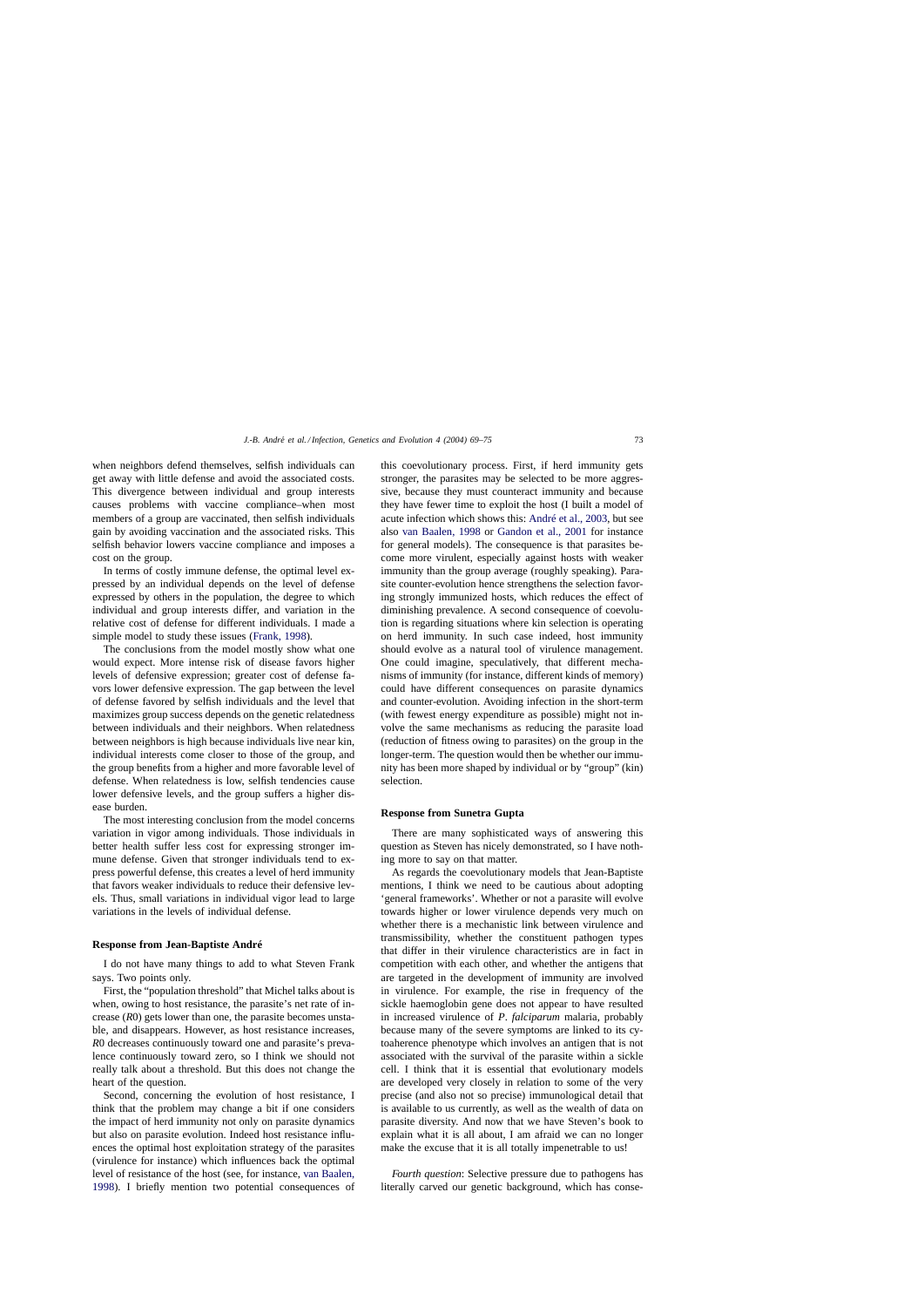when neighbors defend themselves, selfish individuals can get away with little defense and avoid the associated costs. This divergence between individual and group interests causes problems with vaccine compliance–when most members of a group are vaccinated, then selfish individuals gain by avoiding vaccination and the associated risks. This selfish behavior lowers vaccine compliance and imposes a cost on the group.

In terms of costly immune defense, the optimal level expressed by an individual depends on the level of defense expressed by others in the population, the degree to which individual and group interests differ, and variation in the relative cost of defense for different individuals. I made a simple model to study these issues (Frank, 1998).

The conclusions from the model mostly show what one would expect. More intense risk of disease favors higher levels of defensive expression; greater cost of defense favors lower defensive expression. The gap between the level of defense favored by selfish individuals and the level that maximizes group success depends on the genetic relatedness between individuals and their neighbors. When relatedness between neighbors is high because individuals live near kin, individual interests come closer to those of the group, and the group benefits from a higher and more favorable level of defense. When relatedness is low, selfish tendencies cause lower defensive levels, and the group suffers a higher disease burden.

The most interesting conclusion from the model concerns variation in vigor among individuals. Those individuals in better health suffer less cost for expressing stronger immune defense. Given that stronger individuals tend to express powerful defense, this creates a level of herd immunity that favors weaker individuals to reduce their defensive levels. Thus, small variations in individual vigor lead to large variations in the levels of individual defense.

### Response from Jean-Baptiste André

I do not have many things to add to what Steven Frank says. Two points only.

First, the "population threshold" that Michel talks about is when, owing to host resistance, the parasite's net rate of increase ($R0$) gets lower than one, the parasite becomes unstable, and disappears. However, as host resistance increases, $R0$ decreases continuously toward one and parasite's prevalence continuously toward zero, so I think we should not really talk about a threshold. But this does not change the heart of the question.

Second, concerning the evolution of host resistance, I think that the problem may change a bit if one considers the impact of herd immunity not only on parasite dynamics but also on parasite evolution. Indeed host resistance influences the optimal host exploitation strategy of the parasites (virulence for instance) which influences back the optimal level of resistance of the host (see, for instance, van Baalen, 1998). I briefly mention two potential consequences of this coevolutionary process. First, if herd immunity gets stronger, the parasites may be selected to be more aggressive, because they must counteract immunity and because they have fewer time to exploit the host (I built a model of acute infection which shows this: André et al., 2003, but see also van Baalen, 1998 or Gandon et al., 2001 for instance for general models). The consequence is that parasites become more virulent, especially against hosts with weaker immunity than the group average (roughly speaking). Parasite counter-evolution hence strengthens the selection favoring strongly immunized hosts, which reduces the effect of diminishing prevalence. A second consequence of coevolution is regarding situations where kin selection is operating on herd immunity. In such case indeed, host immunity should evolve as a natural tool of virulence management. One could imagine, speculatively, that different mechanisms of immunity (for instance, different kinds of memory) could have different consequences on parasite dynamics and counter-evolution. Avoiding infection in the short-term (with fewest energy expenditure as possible) might not involve the same mechanisms as reducing the parasite load (reduction of fitness owing to parasites) on the group in the longer-term. The question would then be whether our immunity has been more shaped by individual or by "group" (kin) selection.

### Response from Sunetra Gupta

There are many sophisticated ways of answering this question as Steven has nicely demonstrated, so I have nothing more to say on that matter.

As regards the coevolutionary models that Jean-Baptiste mentions, I think we need to be cautious about adopting 'general frameworks'. Whether or not a parasite will evolve towards higher or lower virulence depends very much on whether there is a mechanistic link between virulence and transmissibility, whether the constituent pathogen types that differ in their virulence characteristics are in fact in competition with each other, and whether the antigens that are targeted in the development of immunity are involved in virulence. For example, the rise in frequency of the sickle haemoglobin gene does not appear to have resulted in increased virulence of *P. falciparum* malaria, probably because many of the severe symptoms are linked to its cytoaherence phenotype which involves an antigen that is not associated with the survival of the parasite within a sickle cell. I think that it is essential that evolutionary models are developed very closely in relation to some of the very precise (and also not so precise) immunological detail that is available to us currently, as well as the wealth of data on parasite diversity. And now that we have Steven's book to explain what it is all about, I am afraid we can no longer make the excuse that it is all totally impenetrable to us!

*Fourth question*: Selective pressure due to pathogens has literally carved our genetic background, which has conse-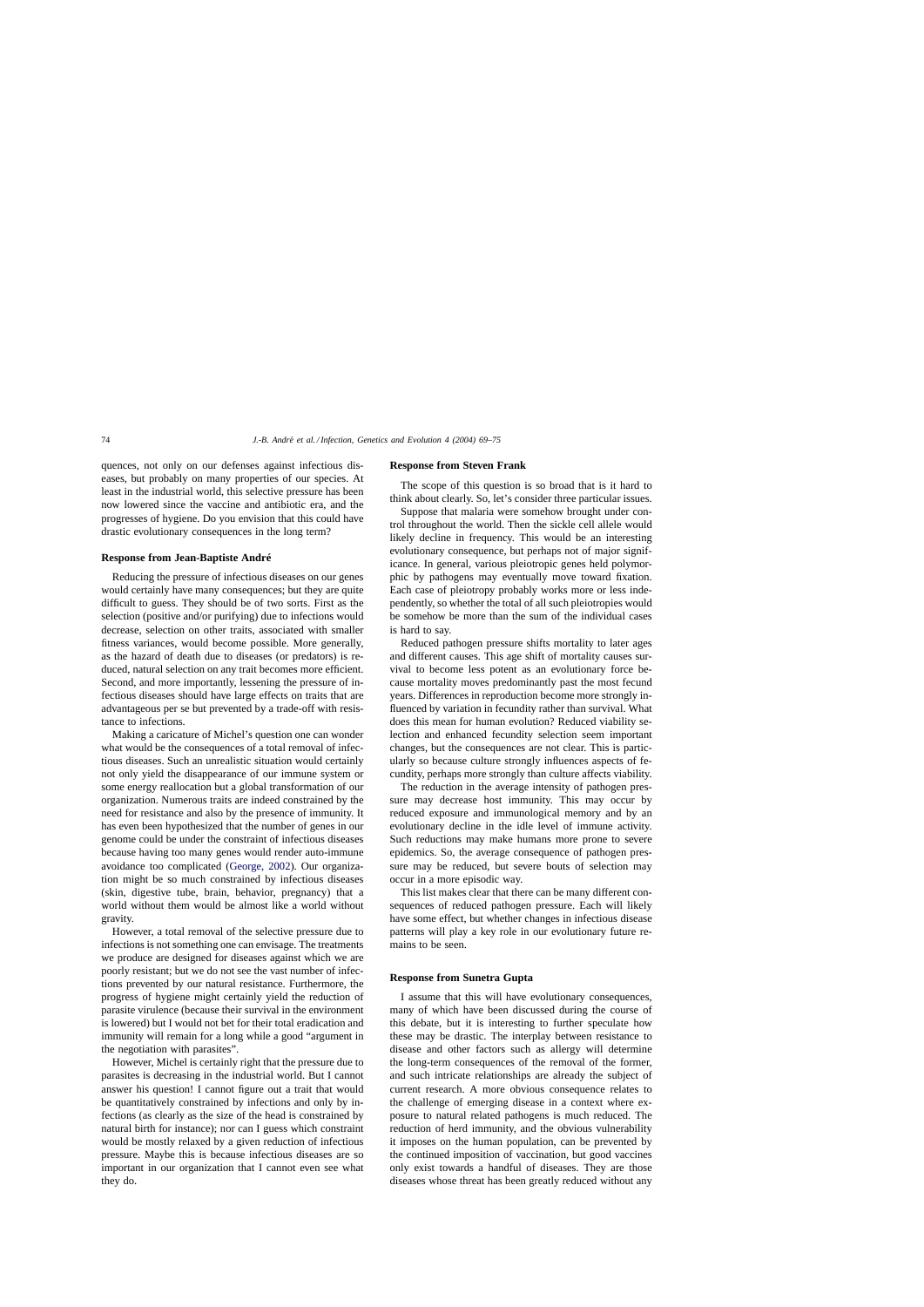quences, not only on our defenses against infectious diseases, but probably on many properties of our species. At least in the industrial world, this selective pressure has been now lowered since the vaccine and antibiotic era, and the progresses of hygiene. Do you envision that this could have drastic evolutionary consequences in the long term?

### Response from Jean-Baptiste André

Reducing the pressure of infectious diseases on our genes would certainly have many consequences; but they are quite difficult to guess. They should be of two sorts. First as the selection (positive and/or purifying) due to infections would decrease, selection on other traits, associated with smaller fitness variances, would become possible. More generally, as the hazard of death due to diseases (or predators) is reduced, natural selection on any trait becomes more efficient. Second, and more importantly, lessening the pressure of infectious diseases should have large effects on traits that are advantageous per se but prevented by a trade-off with resistance to infections.

Making a caricature of Michel's question one can wonder what would be the consequences of a total removal of infectious diseases. Such an unrealistic situation would certainly not only yield the disappearance of our immune system or some energy reallocation but a global transformation of our organization. Numerous traits are indeed constrained by the need for resistance and also by the presence of immunity. It has even been hypothesized that the number of genes in our genome could be under the constraint of infectious diseases because having too many genes would render auto-immune avoidance too complicated (George, 2002). Our organization might be so much constrained by infectious diseases (skin, digestive tube, brain, behavior, pregnancy) that a world without them would be almost like a world without gravity.

However, a total removal of the selective pressure due to infections is not something one can envisage. The treatments we produce are designed for diseases against which we are poorly resistant; but we do not see the vast number of infections prevented by our natural resistance. Furthermore, the progress of hygiene might certainly yield the reduction of parasite virulence (because their survival in the environment is lowered) but I would not bet for their total eradication and immunity will remain for a long while a good "argument in the negotiation with parasites".

However, Michel is certainly right that the pressure due to parasites is decreasing in the industrial world. But I cannot answer his question! I cannot figure out a trait that would be quantitatively constrained by infections and only by infections (as clearly as the size of the head is constrained by natural birth for instance); nor can I guess which constraint would be mostly relaxed by a given reduction of infectious pressure. Maybe this is because infectious diseases are so important in our organization that I cannot even see what they do.

### Response from Steven Frank

The scope of this question is so broad that is it hard to think about clearly. So, let's consider three particular issues.

Suppose that malaria were somehow brought under control throughout the world. Then the sickle cell allele would likely decline in frequency. This would be an interesting evolutionary consequence, but perhaps not of major significance. In general, various pleiotropic genes held polymorphic by pathogens may eventually move toward fixation. Each case of pleiotropy probably works more or less independently, so whether the total of all such pleiotropies would be somehow be more than the sum of the individual cases is hard to say.

Reduced pathogen pressure shifts mortality to later ages and different causes. This age shift of mortality causes survival to become less potent as an evolutionary force because mortality moves predominantly past the most fecund years. Differences in reproduction become more strongly influenced by variation in fecundity rather than survival. What does this mean for human evolution? Reduced viability selection and enhanced fecundity selection seem important changes, but the consequences are not clear. This is particularly so because culture strongly influences aspects of fecundity, perhaps more strongly than culture affects viability.

The reduction in the average intensity of pathogen pressure may decrease host immunity. This may occur by reduced exposure and immunological memory and by an evolutionary decline in the idle level of immune activity. Such reductions may make humans more prone to severe epidemics. So, the average consequence of pathogen pressure may be reduced, but severe bouts of selection may occur in a more episodic way.

This list makes clear that there can be many different consequences of reduced pathogen pressure. Each will likely have some effect, but whether changes in infectious disease patterns will play a key role in our evolutionary future remains to be seen.

### Response from Sunetra Gupta

I assume that this will have evolutionary consequences, many of which have been discussed during the course of this debate, but it is interesting to further speculate how these may be drastic. The interplay between resistance to disease and other factors such as allergy will determine the long-term consequences of the removal of the former, and such intricate relationships are already the subject of current research. A more obvious consequence relates to the challenge of emerging disease in a context where exposure to natural related pathogens is much reduced. The reduction of herd immunity, and the obvious vulnerability it imposes on the human population, can be prevented by the continued imposition of vaccination, but good vaccines only exist towards a handful of diseases. They are those diseases whose threat has been greatly reduced without any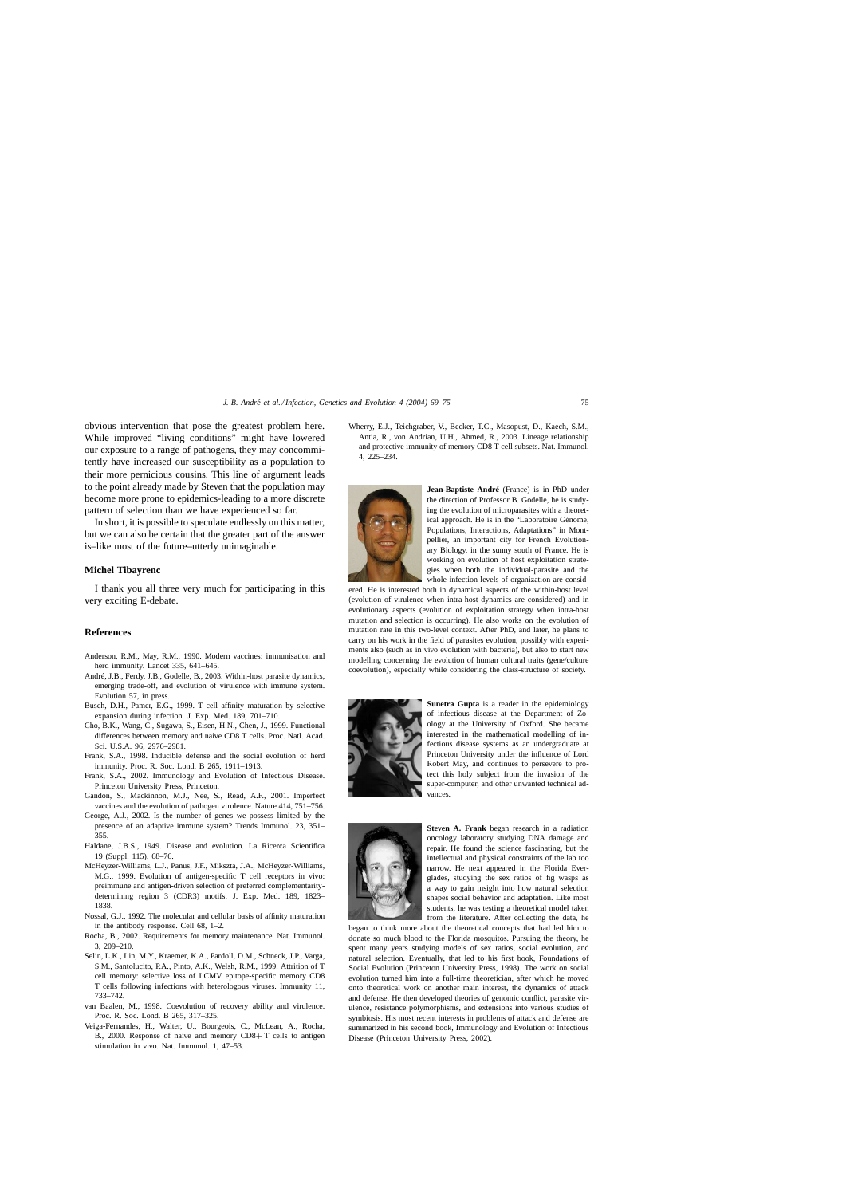obvious intervention that pose the greatest problem here. While improved "living conditions" might have lowered our exposure to a range of pathogens, they may concommitently have increased our susceptibility as a population to their more pernicious cousins. This line of argument leads to the point already made by Steven that the population may become more prone to epidemics-leading to a more discrete pattern of selection than we have experienced so far.

In short, it is possible to speculate endlessly on this matter, but we can also be certain that the greater part of the answer is–like most of the future–utterly unimaginable.

### Michel Tibayrenc

I thank you all three very much for participating in this very exciting E-debate.

### References

Anderson, R.M., May, R.M., 1990. Modern vaccines: immunisation and herd immunity. Lancet 335, 641–645.

André, J.B., Ferdy, J.B., Godelle, B., 2003. Within-host parasite dynamics, emerging trade-off, and evolution of virulence with immune system. Evolution 57, in press.

Busch, D.H., Pamer, E.G., 1999. T cell affinity maturation by selective expansion during infection. J. Exp. Med. 189, 701–710.

Cho, B.K., Wang, C., Sugawa, S., Eisen, H.N., Chen, J., 1999. Functional differences between memory and naive CD8 T cells. Proc. Natl. Acad. Sci. U.S.A. 96, 2976–2981.

Frank, S.A., 1998. Inducible defense and the social evolution of herd immunity. Proc. R. Soc. Lond. B 265, 1911–1913.

Frank, S.A., 2002. Immunology and Evolution of Infectious Disease. Princeton University Press, Princeton.

Gandon, S., Mackinnon, M.J., Nee, S., Read, A.F., 2001. Imperfect vaccines and the evolution of pathogen virulence. Nature 414, 751–756.

George, A.J., 2002. Is the number of genes we possess limited by the presence of an adaptive immune system? Trends Immunol. 23, 351–355.

Haldane, J.B.S., 1949. Disease and evolution. La Ricerca Scientifica 19 (Suppl. 115), 68–76.

McHeyzer-Williams, L.J., Panus, J.F., Mikszta, J.A., McHeyzer-Williams, M.G., 1999. Evolution of antigen-specific T cell receptors in vivo: preimmune and antigen-driven selection of preferred complementarity-determining region 3 (CDR3) motifs. J. Exp. Med. 189, 1823–1838.

Nossal, G.J., 1992. The molecular and cellular basis of affinity maturation in the antibody response. Cell 68, 1–2.

Rocha, B., 2002. Requirements for memory maintenance. Nat. Immunol. 3, 209–210.

Selin, L.K., Lin, M.Y., Kraemer, K.A., Pardoll, D.M., Schneck, J.P., Varga, S.M., Santolucito, P.A., Pinto, A.K., Welsh, R.M., 1999. Attrition of T cell memory: selective loss of LCMV epitope-specific memory CD8 T cells following infections with heterologous viruses. Immunity 11, 733–742.

van Baalen, M., 1998. Coevolution of recovery ability and virulence. Proc. R. Soc. Lond. B 265, 317–325.

Veiga-Fernandes, H., Walter, U., Bourgeois, C., McLean, A., Rocha, B., 2000. Response of naive and memory CD8+ T cells to antigen stimulation in vivo. Nat. Immunol. 1, 47–53.

Wherry, E.J., Teichgraber, V., Becker, T.C., Masopust, D., Kaech, S.M., Antia, R., von Andrian, U.H., Ahmed, R., 2003. Lineage relationship and protective immunity of memory CD8 T cell subsets. Nat. Immunol. 4, 225–234.

**Jean-Baptiste André** (France) is in PhD under the direction of Professor B. Godelle, he is studying the evolution of microparasites with a theoretical approach. He is in the "Laboratoire Génome, Populations, Interactions, Adaptations" in Montpellier, an important city for French Evolutionary Biology, in the sunny south of France. He is working on evolution of host exploitation strategies when both the individual-parasite and the whole-infection levels of organization are considered. He is interested both in dynamical aspects of the within-host level (evolution of virulence when intra-host dynamics are considered) and in evolutionary aspects (evolution of exploitation strategy when intra-host mutation and selection is occurring). He also works on the evolution of mutation rate in this two-level context. After PhD, and later, he plans to carry on his work in the field of parasites evolution, possibly with experiments also (such as in vivo evolution with bacteria), but also to start new modelling concerning the evolution of human cultural traits (gene/culture coevolution), especially while considering the class-structure of society.

**Sunetra Gupta** is a reader in the epidemiology of infectious disease at the Department of Zoology at the University of Oxford. She became interested in the mathematical modelling of infectious disease systems as an undergraduate at Princeton University under the influence of Lord Robert May, and continues to persevere to protect this holy subject from the invasion of the super-computer, and other unwanted technical advances.

**Steven A. Frank** began research in a radiation oncology laboratory studying DNA damage and repair. He found the science fascinating, but the intellectual and physical constraints of the lab too narrow. He next appeared in the Florida Everglades, studying the sex ratios of fig wasps as a way to gain insight into how natural selection shapes social behavior and adaptation. Like most students, he was testing a theoretical model taken from the literature. After collecting the data, he began to think more about the theoretical concepts that had led him to donate so much blood to the Florida mosquitos. Pursuing the theory, he spent many years studying models of sex ratios, social evolution, and natural selection. Eventually, that led to his first book, Foundations of Social Evolution (Princeton University Press, 1998). The work on social evolution turned him into a full-time theoretician, after which he moved onto theoretical work on another main interest, the dynamics of attack and defense. He then developed theories of genomic conflict, parasite virulence, resistance polymorphisms, and extensions into various studies of symbiosis. His most recent interests in problems of attack and defense are summarized in his second book, Immunology and Evolution of Infectious Disease (Princeton University Press, 2002).